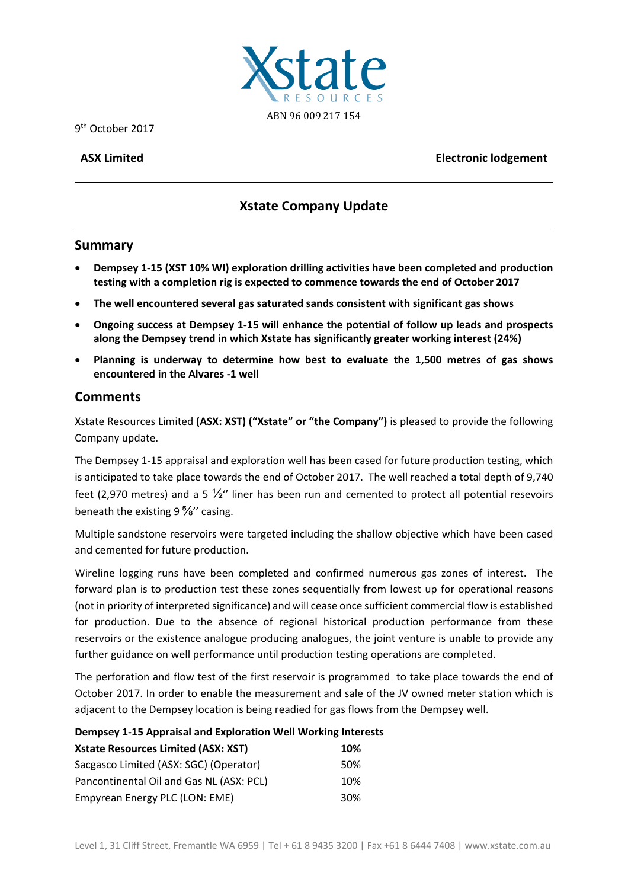Xstate
RESOURCES
ABN 96 009 217 154

9th October 2017

**ASX Limited** **Electronic lodgement**

# Xstate Company Update

## Summary

- **Dempsey 1-15 (XST 10% WI) exploration drilling activities have been completed and production testing with a completion rig is expected to commence towards the end of October 2017**
- **The well encountered several gas saturated sands consistent with significant gas shows**
- **Ongoing success at Dempsey 1-15 will enhance the potential of follow up leads and prospects along the Dempsey trend in which Xstate has significantly greater working interest (24%)**
- **Planning is underway to determine how best to evaluate the 1,500 metres of gas shows encountered in the Alvares -1 well**

## Comments

Xstate Resources Limited **(ASX: XST) ("Xstate" or "the Company")** is pleased to provide the following Company update.

The Dempsey 1-15 appraisal and exploration well has been cased for future production testing, which is anticipated to take place towards the end of October 2017. The well reached a total depth of 9,740 feet (2,970 metres) and a 5 ½'' liner has been run and cemented to protect all potential resevoirs beneath the existing 9 ⅝'' casing.

Multiple sandstone reservoirs were targeted including the shallow objective which have been cased and cemented for future production.

Wireline logging runs have been completed and confirmed numerous gas zones of interest. The forward plan is to production test these zones sequentially from lowest up for operational reasons (not in priority of interpreted significance) and will cease once sufficient commercial flow is established for production. Due to the absence of regional historical production performance from these reservoirs or the existence analogue producing analogues, the joint venture is unable to provide any further guidance on well performance until production testing operations are completed.

The perforation and flow test of the first reservoir is programmed to take place towards the end of October 2017. In order to enable the measurement and sale of the JV owned meter station which is adjacent to the Dempsey location is being readied for gas flows from the Dempsey well.

**Dempsey 1-15 Appraisal and Exploration Well Working Interests**

| | |
|---|---|
| **Xstate Resources Limited (ASX: XST)** | **10%** |
| Sacgasco Limited (ASX: SGC) (Operator) | 50% |
| Pancontinental Oil and Gas NL (ASX: PCL) | 10% |
| Empyrean Energy PLC (LON: EME) | 30% |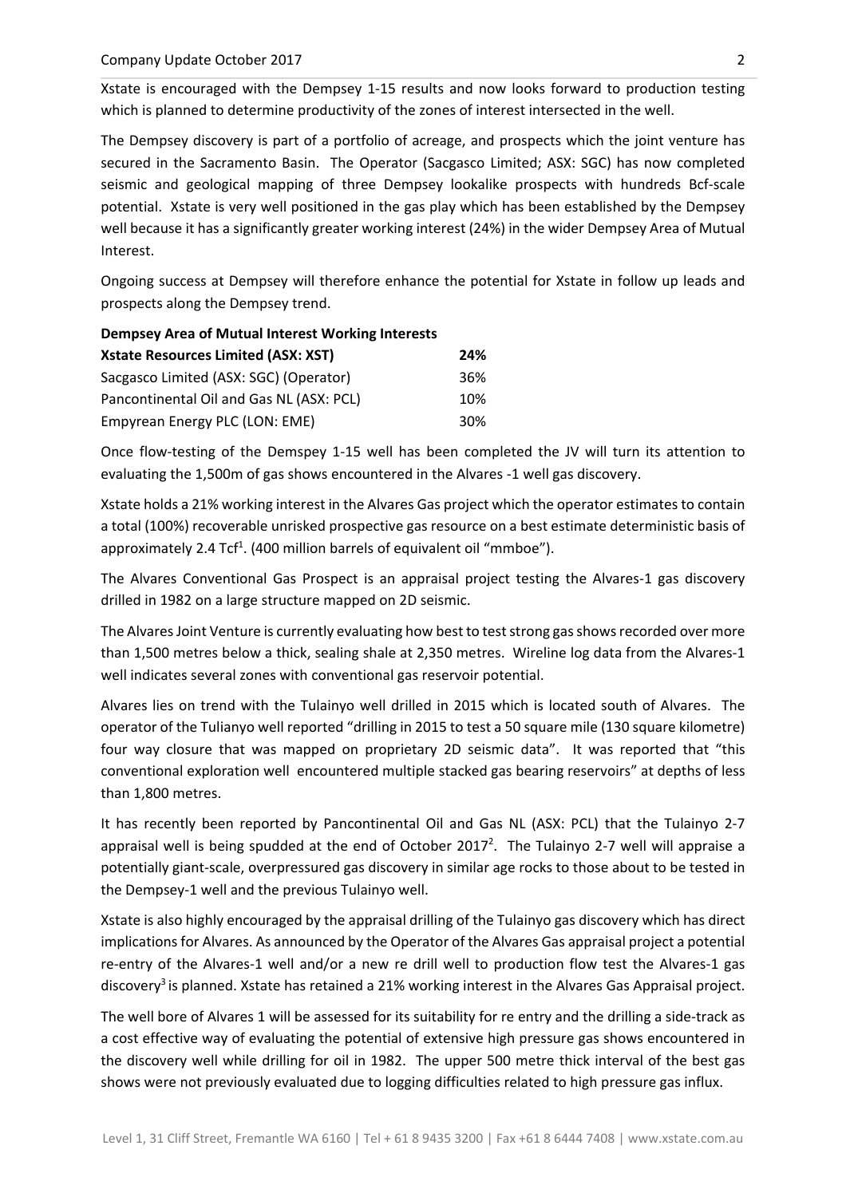Xstate is encouraged with the Dempsey 1-15 results and now looks forward to production testing which is planned to determine productivity of the zones of interest intersected in the well.

The Dempsey discovery is part of a portfolio of acreage, and prospects which the joint venture has secured in the Sacramento Basin. The Operator (Sacgasco Limited; ASX: SGC) has now completed seismic and geological mapping of three Dempsey lookalike prospects with hundreds Bcf-scale potential. Xstate is very well positioned in the gas play which has been established by the Dempsey well because it has a significantly greater working interest (24%) in the wider Dempsey Area of Mutual Interest.

Ongoing success at Dempsey will therefore enhance the potential for Xstate in follow up leads and prospects along the Dempsey trend.

**Dempsey Area of Mutual Interest Working Interests**

| | |
|---|---|
| **Xstate Resources Limited (ASX: XST)** | **24%** |
| Sacgasco Limited (ASX: SGC) (Operator) | 36% |
| Pancontinental Oil and Gas NL (ASX: PCL) | 10% |
| Empyrean Energy PLC (LON: EME) | 30% |

Once flow-testing of the Demspey 1-15 well has been completed the JV will turn its attention to evaluating the 1,500m of gas shows encountered in the Alvares -1 well gas discovery.

Xstate holds a 21% working interest in the Alvares Gas project which the operator estimates to contain a total (100%) recoverable unrisked prospective gas resource on a best estimate deterministic basis of approximately 2.4 Tcf[1]. (400 million barrels of equivalent oil "mmboe").

The Alvares Conventional Gas Prospect is an appraisal project testing the Alvares-1 gas discovery drilled in 1982 on a large structure mapped on 2D seismic.

The Alvares Joint Venture is currently evaluating how best to test strong gas shows recorded over more than 1,500 metres below a thick, sealing shale at 2,350 metres. Wireline log data from the Alvares-1 well indicates several zones with conventional gas reservoir potential.

Alvares lies on trend with the Tulainyo well drilled in 2015 which is located south of Alvares. The operator of the Tulianyo well reported "drilling in 2015 to test a 50 square mile (130 square kilometre) four way closure that was mapped on proprietary 2D seismic data". It was reported that "this conventional exploration well encountered multiple stacked gas bearing reservoirs" at depths of less than 1,800 metres.

It has recently been reported by Pancontinental Oil and Gas NL (ASX: PCL) that the Tulainyo 2-7 appraisal well is being spudded at the end of October 2017[2]. The Tulainyo 2-7 well will appraise a potentially giant-scale, overpressured gas discovery in similar age rocks to those about to be tested in the Dempsey-1 well and the previous Tulainyo well.

Xstate is also highly encouraged by the appraisal drilling of the Tulainyo gas discovery which has direct implications for Alvares. As announced by the Operator of the Alvares Gas appraisal project a potential re-entry of the Alvares-1 well and/or a new re drill well to production flow test the Alvares-1 gas discovery[3] is planned. Xstate has retained a 21% working interest in the Alvares Gas Appraisal project.

The well bore of Alvares 1 will be assessed for its suitability for re entry and the drilling a side-track as a cost effective way of evaluating the potential of extensive high pressure gas shows encountered in the discovery well while drilling for oil in 1982. The upper 500 metre thick interval of the best gas shows were not previously evaluated due to logging difficulties related to high pressure gas influx.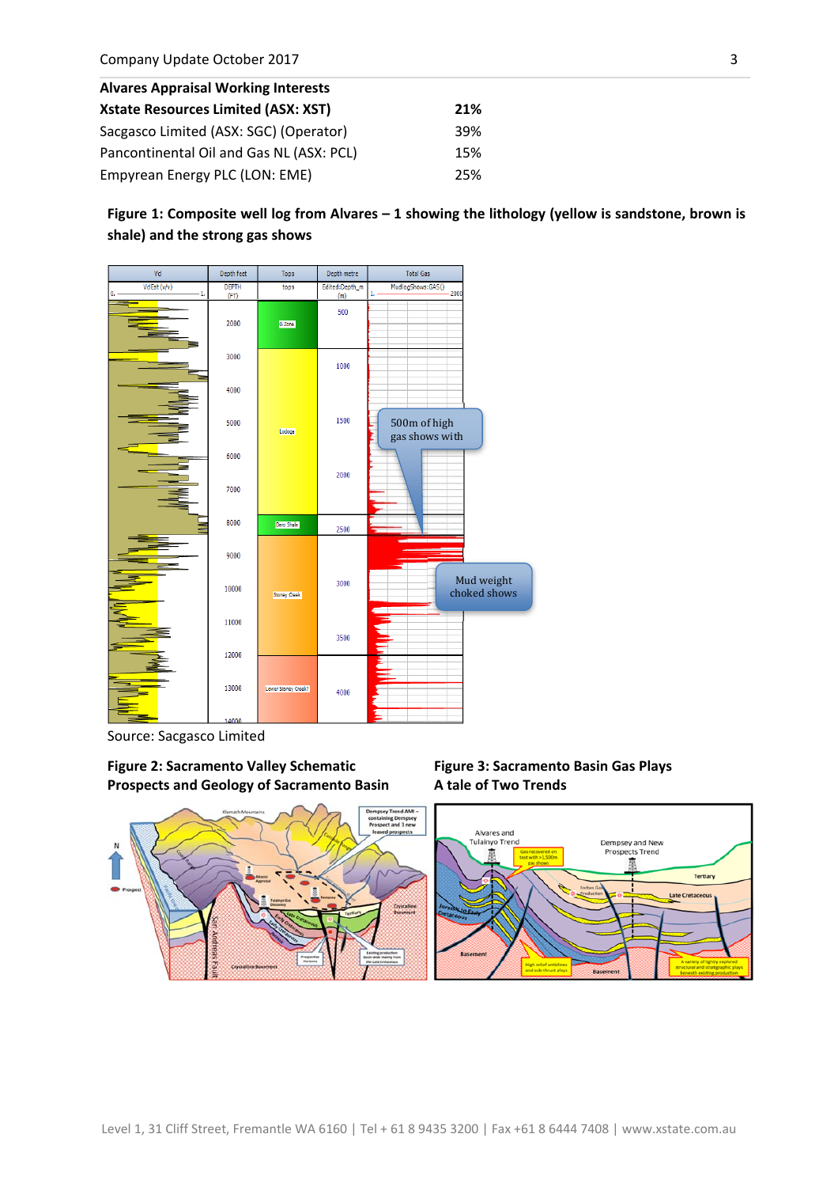| Alvares Appraisal Working Interests | |
|---|---|
| **Xstate Resources Limited (ASX: XST)** | **21%** |
| Sacgasco Limited (ASX: SGC) (Operator) | 39% |
| Pancontinental Oil and Gas NL (ASX: PCL) | 15% |
| Empyrean Energy PLC (LON: EME) | 25% |

**Figure 1: Composite well log from Alvares – 1 showing the lithology (yellow is sandstone, brown is shale) and the strong gas shows**

Source: Sacgasco Limited

**Figure 2: Sacramento Valley Schematic Prospects and Geology of Sacramento Basin**

**Figure 3: Sacramento Basin Gas Plays A tale of Two Trends**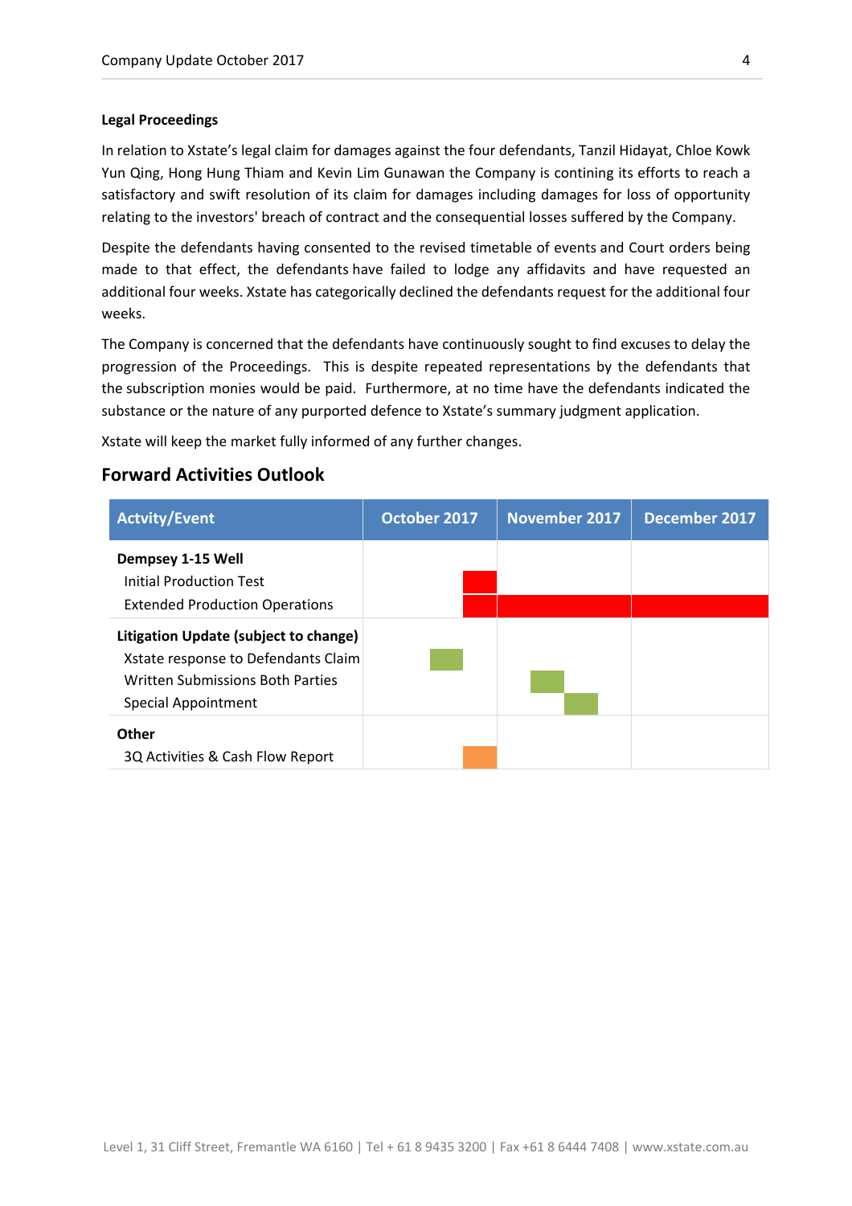**Legal Proceedings**

In relation to Xstate's legal claim for damages against the four defendants, Tanzil Hidayat, Chloe Kowk Yun Qing, Hong Hung Thiam and Kevin Lim Gunawan the Company is contining its efforts to reach a satisfactory and swift resolution of its claim for damages including damages for loss of opportunity relating to the investors' breach of contract and the consequential losses suffered by the Company.

Despite the defendants having consented to the revised timetable of events and Court orders being made to that effect, the defendants have failed to lodge any affidavits and have requested an additional four weeks. Xstate has categorically declined the defendants request for the additional four weeks.

The Company is concerned that the defendants have continuously sought to find excuses to delay the progression of the Proceedings. This is despite repeated representations by the defendants that the subscription monies would be paid. Furthermore, at no time have the defendants indicated the substance or the nature of any purported defence to Xstate's summary judgment application.

Xstate will keep the market fully informed of any further changes.

## Forward Activities Outlook

| Actvity/Event | October 2017 | November 2017 | December 2017 |
|---|---|---|---|
| **Dempsey 1-15 Well** | | | |
| Initial Production Test | ■ | | |
| Extended Production Operations | ■ | ■ | ■ |
| **Litigation Update (subject to change)** | | | |
| Xstate response to Defendants Claim | ■ | | |
| Written Submissions Both Parties | | ■ | |
| Special Appointment | | ■ | |
| **Other** | | | |
| 3Q Activities & Cash Flow Report | ■ | | |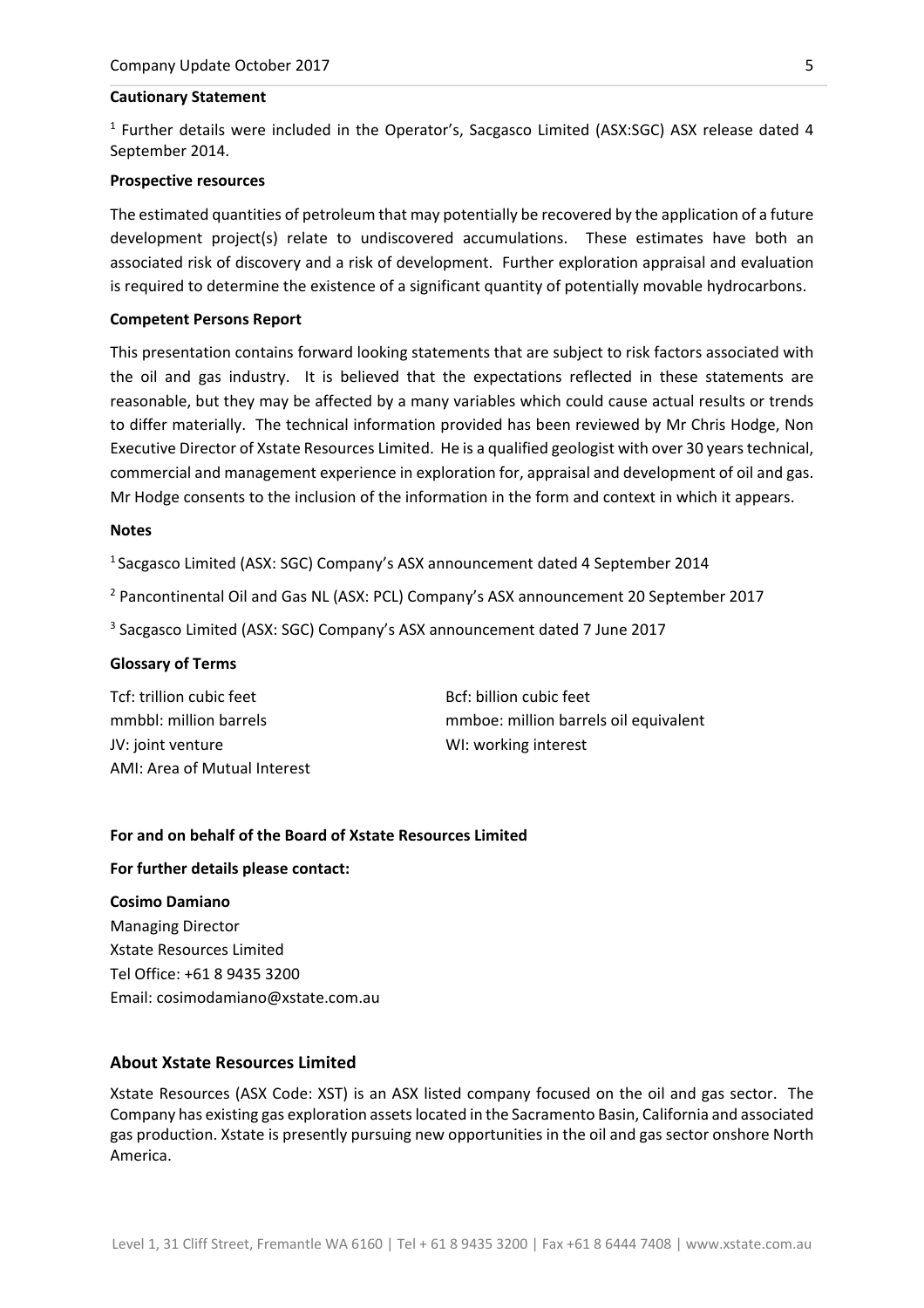**Cautionary Statement**

[1] Further details were included in the Operator's, Sacgasco Limited (ASX:SGC) ASX release dated 4 September 2014.

**Prospective resources**

The estimated quantities of petroleum that may potentially be recovered by the application of a future development project(s) relate to undiscovered accumulations. These estimates have both an associated risk of discovery and a risk of development. Further exploration appraisal and evaluation is required to determine the existence of a significant quantity of potentially movable hydrocarbons.

**Competent Persons Report**

This presentation contains forward looking statements that are subject to risk factors associated with the oil and gas industry. It is believed that the expectations reflected in these statements are reasonable, but they may be affected by a many variables which could cause actual results or trends to differ materially. The technical information provided has been reviewed by Mr Chris Hodge, Non Executive Director of Xstate Resources Limited. He is a qualified geologist with over 30 years technical, commercial and management experience in exploration for, appraisal and development of oil and gas. Mr Hodge consents to the inclusion of the information in the form and context in which it appears.

**Notes**

[1] Sacgasco Limited (ASX: SGC) Company's ASX announcement dated 4 September 2014

[2] Pancontinental Oil and Gas NL (ASX: PCL) Company's ASX announcement 20 September 2017

[3] Sacgasco Limited (ASX: SGC) Company's ASX announcement dated 7 June 2017

**Glossary of Terms**

Tcf: trillion cubic feet

mmbbl: million barrels

JV: joint venture

AMI: Area of Mutual Interest

Bcf: billion cubic feet

mmboe: million barrels oil equivalent

WI: working interest

**For and on behalf of the Board of Xstate Resources Limited**

**For further details please contact:**

**Cosimo Damiano**
Managing Director
Xstate Resources Limited
Tel Office: +61 8 9435 3200
Email: cosimodamiano@xstate.com.au

## About Xstate Resources Limited

Xstate Resources (ASX Code: XST) is an ASX listed company focused on the oil and gas sector. The Company has existing gas exploration assets located in the Sacramento Basin, California and associated gas production. Xstate is presently pursuing new opportunities in the oil and gas sector onshore North America.

Level 1, 31 Cliff Street, Fremantle WA 6160 | Tel + 61 8 9435 3200 | Fax +61 8 6444 7408 | www.xstate.com.au